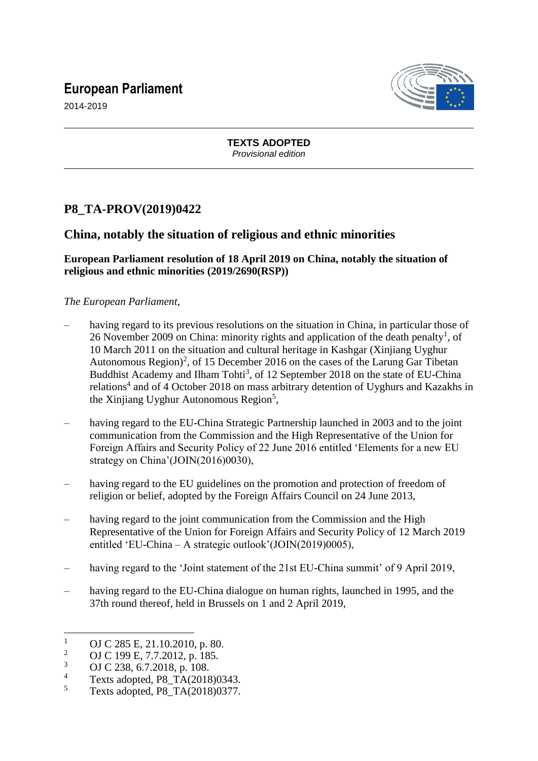# European Parliament

2014-2019

**TEXTS ADOPTED**
*Provisional edition*

## P8_TA-PROV(2019)0422

## China, notably the situation of religious and ethnic minorities

**European Parliament resolution of 18 April 2019 on China, notably the situation of religious and ethnic minorities (2019/2690(RSP))**

*The European Parliament*,

– having regard to its previous resolutions on the situation in China, in particular those of 26 November 2009 on China: minority rights and application of the death penalty[1], of 10 March 2011 on the situation and cultural heritage in Kashgar (Xinjiang Uyghur Autonomous Region)[2], of 15 December 2016 on the cases of the Larung Gar Tibetan Buddhist Academy and Ilham Tohti[3], of 12 September 2018 on the state of EU-China relations[4] and of 4 October 2018 on mass arbitrary detention of Uyghurs and Kazakhs in the Xinjiang Uyghur Autonomous Region[5],

– having regard to the EU-China Strategic Partnership launched in 2003 and to the joint communication from the Commission and the High Representative of the Union for Foreign Affairs and Security Policy of 22 June 2016 entitled 'Elements for a new EU strategy on China'(JOIN(2016)0030),

– having regard to the EU guidelines on the promotion and protection of freedom of religion or belief, adopted by the Foreign Affairs Council on 24 June 2013,

– having regard to the joint communication from the Commission and the High Representative of the Union for Foreign Affairs and Security Policy of 12 March 2019 entitled 'EU-China – A strategic outlook'(JOIN(2019)0005),

– having regard to the 'Joint statement of the 21st EU-China summit' of 9 April 2019,

– having regard to the EU-China dialogue on human rights, launched in 1995, and the 37th round thereof, held in Brussels on 1 and 2 April 2019,

---

[1] OJ C 285 E, 21.10.2010, p. 80.
[2] OJ C 199 E, 7.7.2012, p. 185.
[3] OJ C 238, 6.7.2018, p. 108.
[4] Texts adopted, P8_TA(2018)0343.
[5] Texts adopted, P8_TA(2018)0377.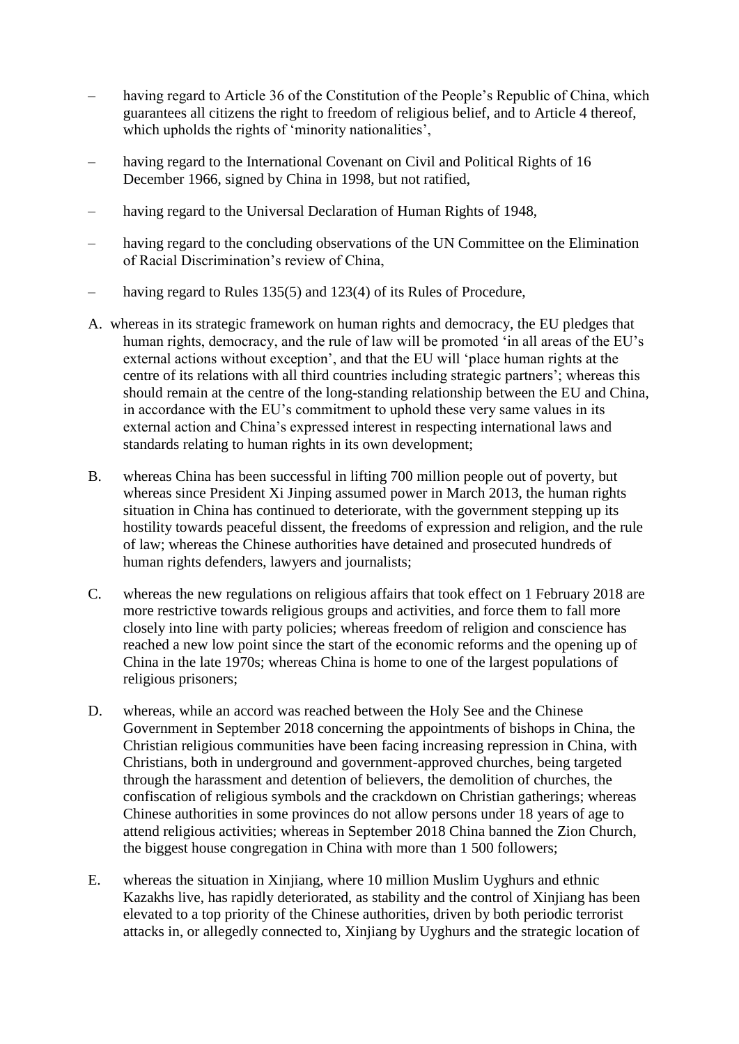– having regard to Article 36 of the Constitution of the People's Republic of China, which guarantees all citizens the right to freedom of religious belief, and to Article 4 thereof, which upholds the rights of 'minority nationalities',

– having regard to the International Covenant on Civil and Political Rights of 16 December 1966, signed by China in 1998, but not ratified,

– having regard to the Universal Declaration of Human Rights of 1948,

– having regard to the concluding observations of the UN Committee on the Elimination of Racial Discrimination's review of China,

– having regard to Rules 135(5) and 123(4) of its Rules of Procedure,

A. whereas in its strategic framework on human rights and democracy, the EU pledges that human rights, democracy, and the rule of law will be promoted 'in all areas of the EU's external actions without exception', and that the EU will 'place human rights at the centre of its relations with all third countries including strategic partners'; whereas this should remain at the centre of the long-standing relationship between the EU and China, in accordance with the EU's commitment to uphold these very same values in its external action and China's expressed interest in respecting international laws and standards relating to human rights in its own development;

B. whereas China has been successful in lifting 700 million people out of poverty, but whereas since President Xi Jinping assumed power in March 2013, the human rights situation in China has continued to deteriorate, with the government stepping up its hostility towards peaceful dissent, the freedoms of expression and religion, and the rule of law; whereas the Chinese authorities have detained and prosecuted hundreds of human rights defenders, lawyers and journalists;

C. whereas the new regulations on religious affairs that took effect on 1 February 2018 are more restrictive towards religious groups and activities, and force them to fall more closely into line with party policies; whereas freedom of religion and conscience has reached a new low point since the start of the economic reforms and the opening up of China in the late 1970s; whereas China is home to one of the largest populations of religious prisoners;

D. whereas, while an accord was reached between the Holy See and the Chinese Government in September 2018 concerning the appointments of bishops in China, the Christian religious communities have been facing increasing repression in China, with Christians, both in underground and government-approved churches, being targeted through the harassment and detention of believers, the demolition of churches, the confiscation of religious symbols and the crackdown on Christian gatherings; whereas Chinese authorities in some provinces do not allow persons under 18 years of age to attend religious activities; whereas in September 2018 China banned the Zion Church, the biggest house congregation in China with more than 1 500 followers;

E. whereas the situation in Xinjiang, where 10 million Muslim Uyghurs and ethnic Kazakhs live, has rapidly deteriorated, as stability and the control of Xinjiang has been elevated to a top priority of the Chinese authorities, driven by both periodic terrorist attacks in, or allegedly connected to, Xinjiang by Uyghurs and the strategic location of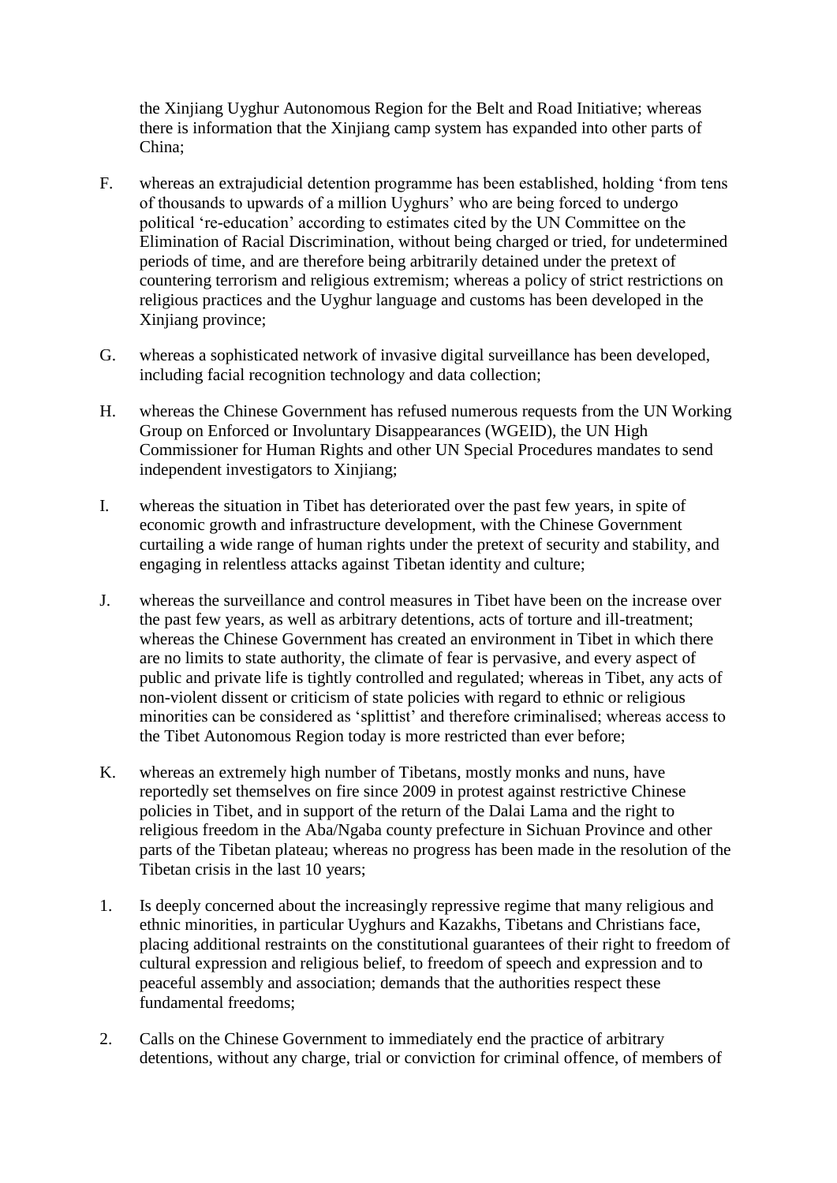the Xinjiang Uyghur Autonomous Region for the Belt and Road Initiative; whereas there is information that the Xinjiang camp system has expanded into other parts of China;

F. whereas an extrajudicial detention programme has been established, holding 'from tens of thousands to upwards of a million Uyghurs' who are being forced to undergo political 're-education' according to estimates cited by the UN Committee on the Elimination of Racial Discrimination, without being charged or tried, for undetermined periods of time, and are therefore being arbitrarily detained under the pretext of countering terrorism and religious extremism; whereas a policy of strict restrictions on religious practices and the Uyghur language and customs has been developed in the Xinjiang province;

G. whereas a sophisticated network of invasive digital surveillance has been developed, including facial recognition technology and data collection;

H. whereas the Chinese Government has refused numerous requests from the UN Working Group on Enforced or Involuntary Disappearances (WGEID), the UN High Commissioner for Human Rights and other UN Special Procedures mandates to send independent investigators to Xinjiang;

I. whereas the situation in Tibet has deteriorated over the past few years, in spite of economic growth and infrastructure development, with the Chinese Government curtailing a wide range of human rights under the pretext of security and stability, and engaging in relentless attacks against Tibetan identity and culture;

J. whereas the surveillance and control measures in Tibet have been on the increase over the past few years, as well as arbitrary detentions, acts of torture and ill-treatment; whereas the Chinese Government has created an environment in Tibet in which there are no limits to state authority, the climate of fear is pervasive, and every aspect of public and private life is tightly controlled and regulated; whereas in Tibet, any acts of non-violent dissent or criticism of state policies with regard to ethnic or religious minorities can be considered as 'splittist' and therefore criminalised; whereas access to the Tibet Autonomous Region today is more restricted than ever before;

K. whereas an extremely high number of Tibetans, mostly monks and nuns, have reportedly set themselves on fire since 2009 in protest against restrictive Chinese policies in Tibet, and in support of the return of the Dalai Lama and the right to religious freedom in the Aba/Ngaba county prefecture in Sichuan Province and other parts of the Tibetan plateau; whereas no progress has been made in the resolution of the Tibetan crisis in the last 10 years;

1. Is deeply concerned about the increasingly repressive regime that many religious and ethnic minorities, in particular Uyghurs and Kazakhs, Tibetans and Christians face, placing additional restraints on the constitutional guarantees of their right to freedom of cultural expression and religious belief, to freedom of speech and expression and to peaceful assembly and association; demands that the authorities respect these fundamental freedoms;

2. Calls on the Chinese Government to immediately end the practice of arbitrary detentions, without any charge, trial or conviction for criminal offence, of members of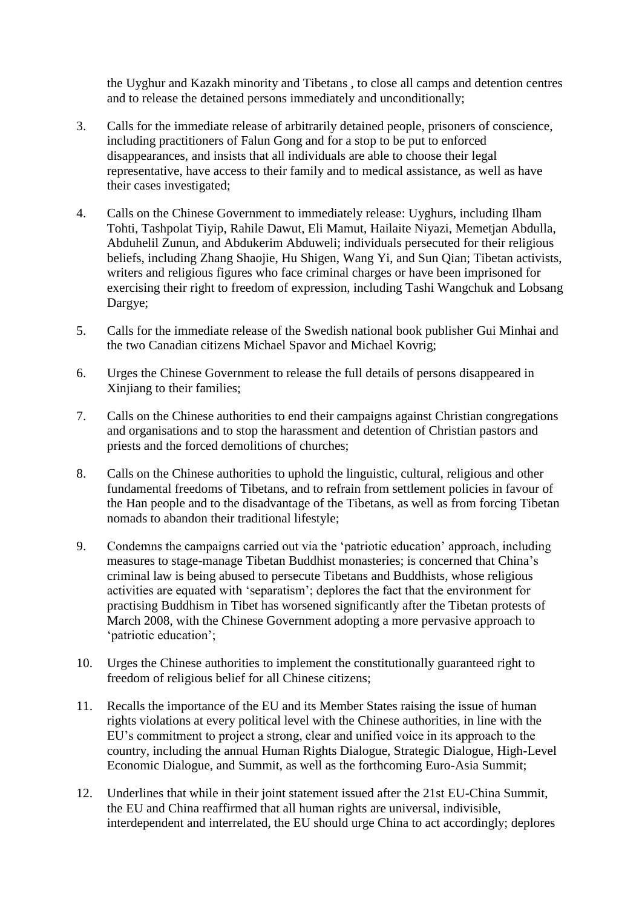the Uyghur and Kazakh minority and Tibetans , to close all camps and detention centres and to release the detained persons immediately and unconditionally;

3. Calls for the immediate release of arbitrarily detained people, prisoners of conscience, including practitioners of Falun Gong and for a stop to be put to enforced disappearances, and insists that all individuals are able to choose their legal representative, have access to their family and to medical assistance, as well as have their cases investigated;

4. Calls on the Chinese Government to immediately release: Uyghurs, including Ilham Tohti, Tashpolat Tiyip, Rahile Dawut, Eli Mamut, Hailaite Niyazi, Memetjan Abdulla, Abduhelil Zunun, and Abdukerim Abduweli; individuals persecuted for their religious beliefs, including Zhang Shaojie, Hu Shigen, Wang Yi, and Sun Qian; Tibetan activists, writers and religious figures who face criminal charges or have been imprisoned for exercising their right to freedom of expression, including Tashi Wangchuk and Lobsang Dargye;

5. Calls for the immediate release of the Swedish national book publisher Gui Minhai and the two Canadian citizens Michael Spavor and Michael Kovrig;

6. Urges the Chinese Government to release the full details of persons disappeared in Xinjiang to their families;

7. Calls on the Chinese authorities to end their campaigns against Christian congregations and organisations and to stop the harassment and detention of Christian pastors and priests and the forced demolitions of churches;

8. Calls on the Chinese authorities to uphold the linguistic, cultural, religious and other fundamental freedoms of Tibetans, and to refrain from settlement policies in favour of the Han people and to the disadvantage of the Tibetans, as well as from forcing Tibetan nomads to abandon their traditional lifestyle;

9. Condemns the campaigns carried out via the 'patriotic education' approach, including measures to stage-manage Tibetan Buddhist monasteries; is concerned that China's criminal law is being abused to persecute Tibetans and Buddhists, whose religious activities are equated with 'separatism'; deplores the fact that the environment for practising Buddhism in Tibet has worsened significantly after the Tibetan protests of March 2008, with the Chinese Government adopting a more pervasive approach to 'patriotic education';

10. Urges the Chinese authorities to implement the constitutionally guaranteed right to freedom of religious belief for all Chinese citizens;

11. Recalls the importance of the EU and its Member States raising the issue of human rights violations at every political level with the Chinese authorities, in line with the EU's commitment to project a strong, clear and unified voice in its approach to the country, including the annual Human Rights Dialogue, Strategic Dialogue, High-Level Economic Dialogue, and Summit, as well as the forthcoming Euro-Asia Summit;

12. Underlines that while in their joint statement issued after the 21st EU-China Summit, the EU and China reaffirmed that all human rights are universal, indivisible, interdependent and interrelated, the EU should urge China to act accordingly; deplores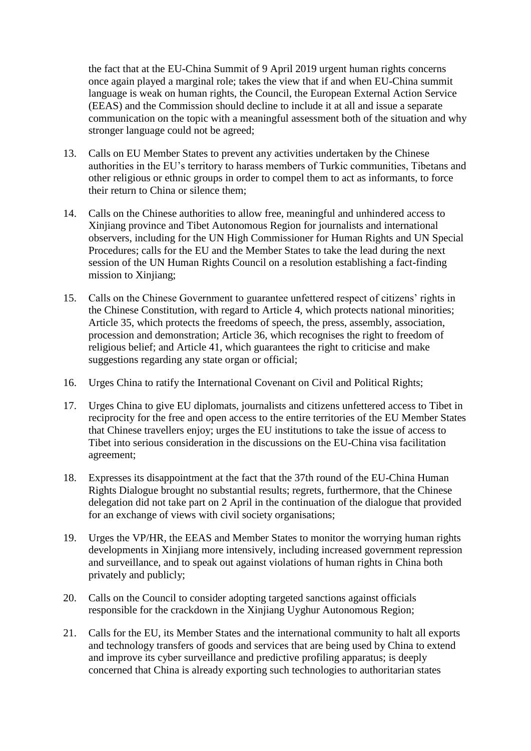the fact that at the EU-China Summit of 9 April 2019 urgent human rights concerns once again played a marginal role; takes the view that if and when EU-China summit language is weak on human rights, the Council, the European External Action Service (EEAS) and the Commission should decline to include it at all and issue a separate communication on the topic with a meaningful assessment both of the situation and why stronger language could not be agreed;

13. Calls on EU Member States to prevent any activities undertaken by the Chinese authorities in the EU's territory to harass members of Turkic communities, Tibetans and other religious or ethnic groups in order to compel them to act as informants, to force their return to China or silence them;

14. Calls on the Chinese authorities to allow free, meaningful and unhindered access to Xinjiang province and Tibet Autonomous Region for journalists and international observers, including for the UN High Commissioner for Human Rights and UN Special Procedures; calls for the EU and the Member States to take the lead during the next session of the UN Human Rights Council on a resolution establishing a fact-finding mission to Xinjiang;

15. Calls on the Chinese Government to guarantee unfettered respect of citizens' rights in the Chinese Constitution, with regard to Article 4, which protects national minorities; Article 35, which protects the freedoms of speech, the press, assembly, association, procession and demonstration; Article 36, which recognises the right to freedom of religious belief; and Article 41, which guarantees the right to criticise and make suggestions regarding any state organ or official;

16. Urges China to ratify the International Covenant on Civil and Political Rights;

17. Urges China to give EU diplomats, journalists and citizens unfettered access to Tibet in reciprocity for the free and open access to the entire territories of the EU Member States that Chinese travellers enjoy; urges the EU institutions to take the issue of access to Tibet into serious consideration in the discussions on the EU-China visa facilitation agreement;

18. Expresses its disappointment at the fact that the 37th round of the EU-China Human Rights Dialogue brought no substantial results; regrets, furthermore, that the Chinese delegation did not take part on 2 April in the continuation of the dialogue that provided for an exchange of views with civil society organisations;

19. Urges the VP/HR, the EEAS and Member States to monitor the worrying human rights developments in Xinjiang more intensively, including increased government repression and surveillance, and to speak out against violations of human rights in China both privately and publicly;

20. Calls on the Council to consider adopting targeted sanctions against officials responsible for the crackdown in the Xinjiang Uyghur Autonomous Region;

21. Calls for the EU, its Member States and the international community to halt all exports and technology transfers of goods and services that are being used by China to extend and improve its cyber surveillance and predictive profiling apparatus; is deeply concerned that China is already exporting such technologies to authoritarian states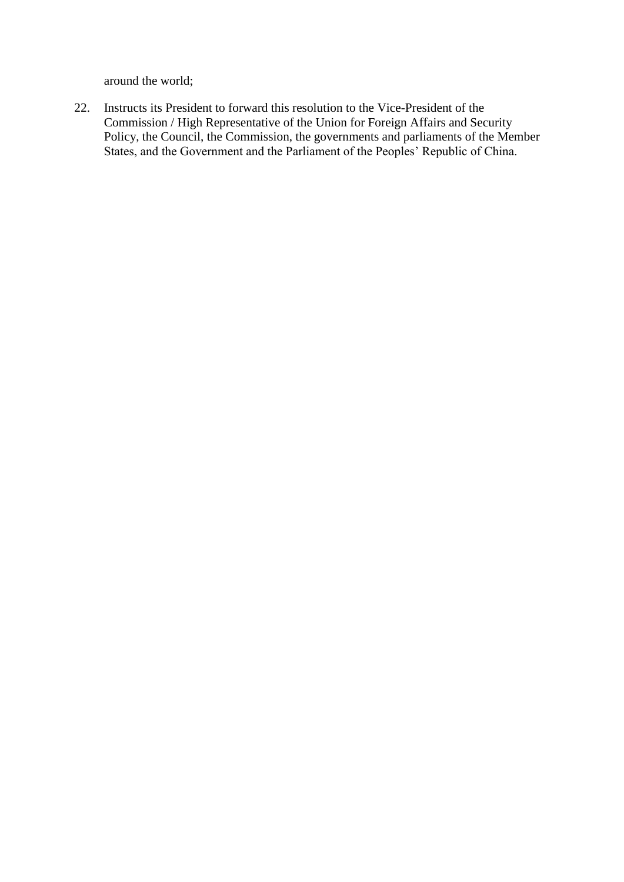around the world;

22. Instructs its President to forward this resolution to the Vice-President of the Commission / High Representative of the Union for Foreign Affairs and Security Policy, the Council, the Commission, the governments and parliaments of the Member States, and the Government and the Parliament of the Peoples' Republic of China.